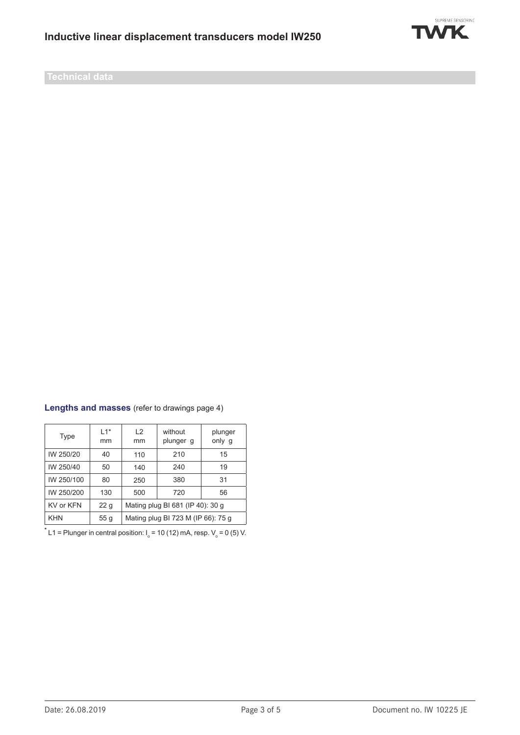## Technical data

**Lengths and masses** (refer to drawings page 4)

| Type | L1* mm | L2 mm | without plunger g | plunger only g |
|---|---|---|---|---|
| IW 250/20 | 40 | 110 | 210 | 15 |
| IW 250/40 | 50 | 140 | 240 | 19 |
| IW 250/100 | 80 | 250 | 380 | 31 |
| IW 250/200 | 130 | 500 | 720 | 56 |
| KV or KFN | 22 g | Mating plug BI 681 (IP 40): 30 g | | |
| KHN | 55 g | Mating plug BI 723 M (IP 66): 75 g | | |

* L1 = Plunger in central position: $I_o$ = 10 (12) mA, resp. $V_o$ = 0 (5) V.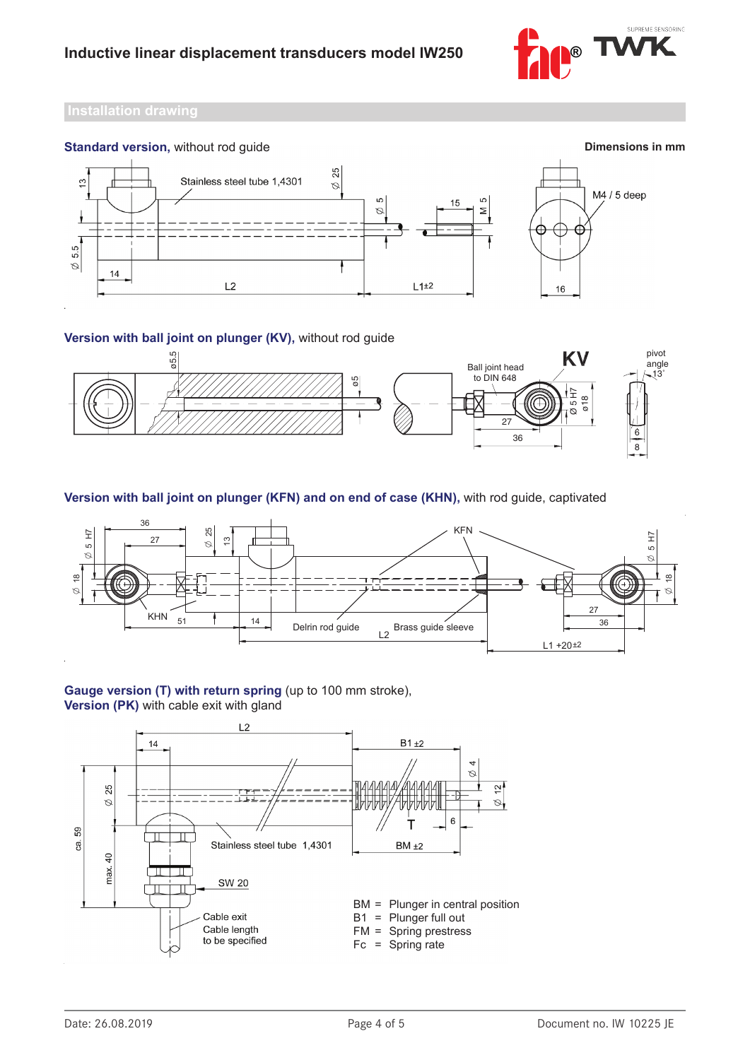## Installation drawing

**Standard version,** without rod guide

**Dimensions in mm**

Stainless steel tube 1,4301

M4 / 5 deep

**Version with ball joint on plunger (KV),** without rod guide

Ball joint head to DIN 648

KV

pivot angle 13°

**Version with ball joint on plunger (KFN) and on end of case (KHN),** with rod guide, captivated

KFN

KHN

Delrin rod guide

Brass guide sleeve

**Gauge version (T) with return spring** (up to 100 mm stroke),
**Version (PK)** with cable exit with gland

Stainless steel tube 1,4301

SW 20

Cable exit
Cable length
to be specified

BM = Plunger in central position
B1 = Plunger full out
FM = Spring prestress
Fc = Spring rate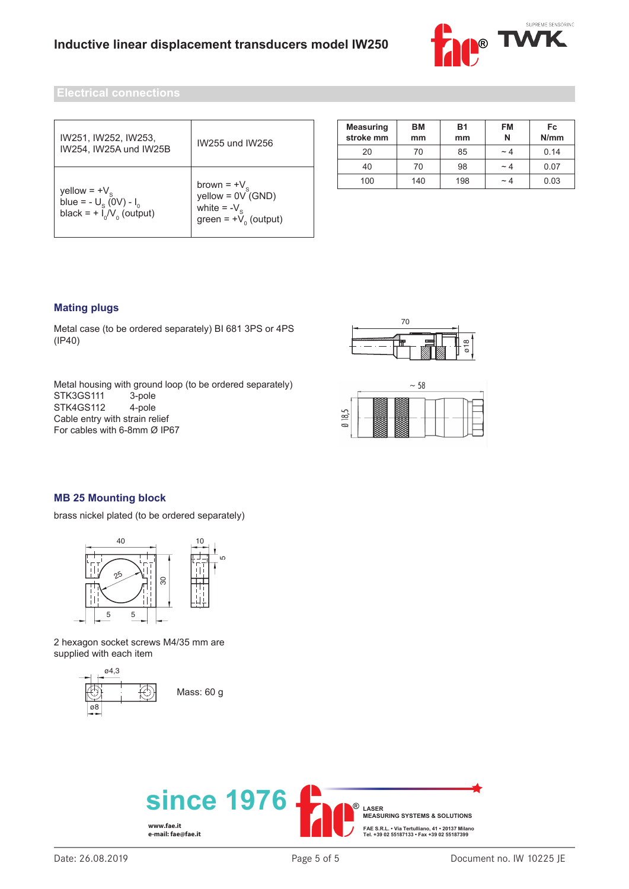## Electrical connections

| IW251, IW252, IW253, IW254, IW25A und IW25B | IW255 und IW256 |
|---|---|
| yellow = $+V_S$<br>blue = - $U_S$ (0V) - $I_0$<br>black = + $I_0/V_0$ (output) | brown = $+V_S$<br>yellow = 0V (GND)<br>white = $-V_S$<br>green = $+V_0$ (output) |

| Measuring stroke mm | BM mm | B1 mm | FM N | Fc N/mm |
|---|---|---|---|---|
| 20 | 70 | 85 | ~ 4 | 0.14 |
| 40 | 70 | 98 | ~ 4 | 0.07 |
| 100 | 140 | 198 | ~ 4 | 0.03 |

### Mating plugs

Metal case (to be ordered separately) BI 681 3PS or 4PS (IP40)

70

ø 18

Metal housing with ground loop (to be ordered separately)
STK3GS111 3-pole
STK4GS112 4-pole
Cable entry with strain relief
For cables with 6-8mm Ø IP67

~ 58

Ø 18,5

### MB 25 Mounting block

brass nickel plated (to be ordered separately)

40

25

30

5

5

10

5

2 hexagon socket screws M4/35 mm are supplied with each item

ø4,3

ø8

Mass: 60 g

since 1976

www.fae.it
e-mail: fae@fae.it

LASER
MEASURING SYSTEMS & SOLUTIONS

FAE S.R.L. • Via Tertulliano, 41 • 20137 Milano
Tel. +39 02 55187133 • Fax +39 02 55187399

Date: 26.08.2019

Document no. IW 10225 JE